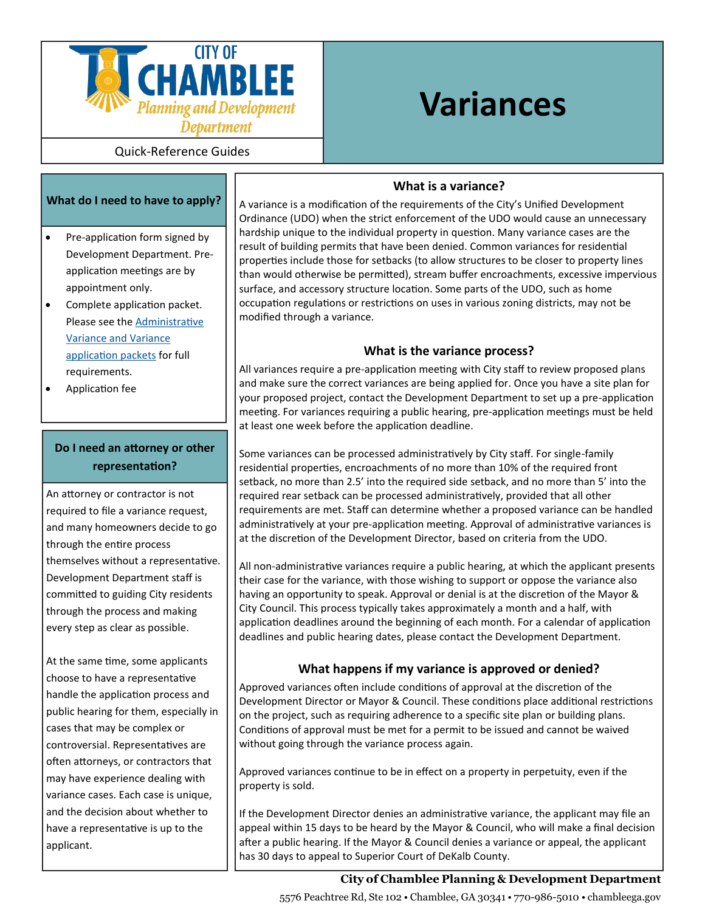# City of Chamblee Planning and Development Department

Quick-Reference Guides

# Variances

## What do I need to have to apply?

- Pre-application form signed by Development Department. Pre-application meetings are by appointment only.
- Complete application packet. Please see the [Administrative Variance and Variance application packets]() for full requirements.
- Application fee

## Do I need an attorney or other representation?

An attorney or contractor is not required to file a variance request, and many homeowners decide to go through the entire process themselves without a representative. Development Department staff is committed to guiding City residents through the process and making every step as clear as possible.

At the same time, some applicants choose to have a representative handle the application process and public hearing for them, especially in cases that may be complex or controversial. Representatives are often attorneys, or contractors that may have experience dealing with variance cases. Each case is unique, and the decision about whether to have a representative is up to the applicant.

## What is a variance?

A variance is a modification of the requirements of the City's Unified Development Ordinance (UDO) when the strict enforcement of the UDO would cause an unnecessary hardship unique to the individual property in question. Many variance cases are the result of building permits that have been denied. Common variances for residential properties include those for setbacks (to allow structures to be closer to property lines than would otherwise be permitted), stream buffer encroachments, excessive impervious surface, and accessory structure location. Some parts of the UDO, such as home occupation regulations or restrictions on uses in various zoning districts, may not be modified through a variance.

## What is the variance process?

All variances require a pre-application meeting with City staff to review proposed plans and make sure the correct variances are being applied for. Once you have a site plan for your proposed project, contact the Development Department to set up a pre-application meeting. For variances requiring a public hearing, pre-application meetings must be held at least one week before the application deadline.

Some variances can be processed administratively by City staff. For single-family residential properties, encroachments of no more than 10% of the required front setback, no more than 2.5' into the required side setback, and no more than 5' into the required rear setback can be processed administratively, provided that all other requirements are met. Staff can determine whether a proposed variance can be handled administratively at your pre-application meeting. Approval of administrative variances is at the discretion of the Development Director, based on criteria from the UDO.

All non-administrative variances require a public hearing, at which the applicant presents their case for the variance, with those wishing to support or oppose the variance also having an opportunity to speak. Approval or denial is at the discretion of the Mayor & City Council. This process typically takes approximately a month and a half, with application deadlines around the beginning of each month. For a calendar of application deadlines and public hearing dates, please contact the Development Department.

## What happens if my variance is approved or denied?

Approved variances often include conditions of approval at the discretion of the Development Director or Mayor & Council. These conditions place additional restrictions on the project, such as requiring adherence to a specific site plan or building plans. Conditions of approval must be met for a permit to be issued and cannot be waived without going through the variance process again.

Approved variances continue to be in effect on a property in perpetuity, even if the property is sold.

If the Development Director denies an administrative variance, the applicant may file an appeal within 15 days to be heard by the Mayor & Council, who will make a final decision after a public hearing. If the Mayor & Council denies a variance or appeal, the applicant has 30 days to appeal to Superior Court of DeKalb County.

**City of Chamblee Planning & Development Department**

5576 Peachtree Rd, Ste 102 • Chamblee, GA 30341 • 770-986-5010 • chambleega.gov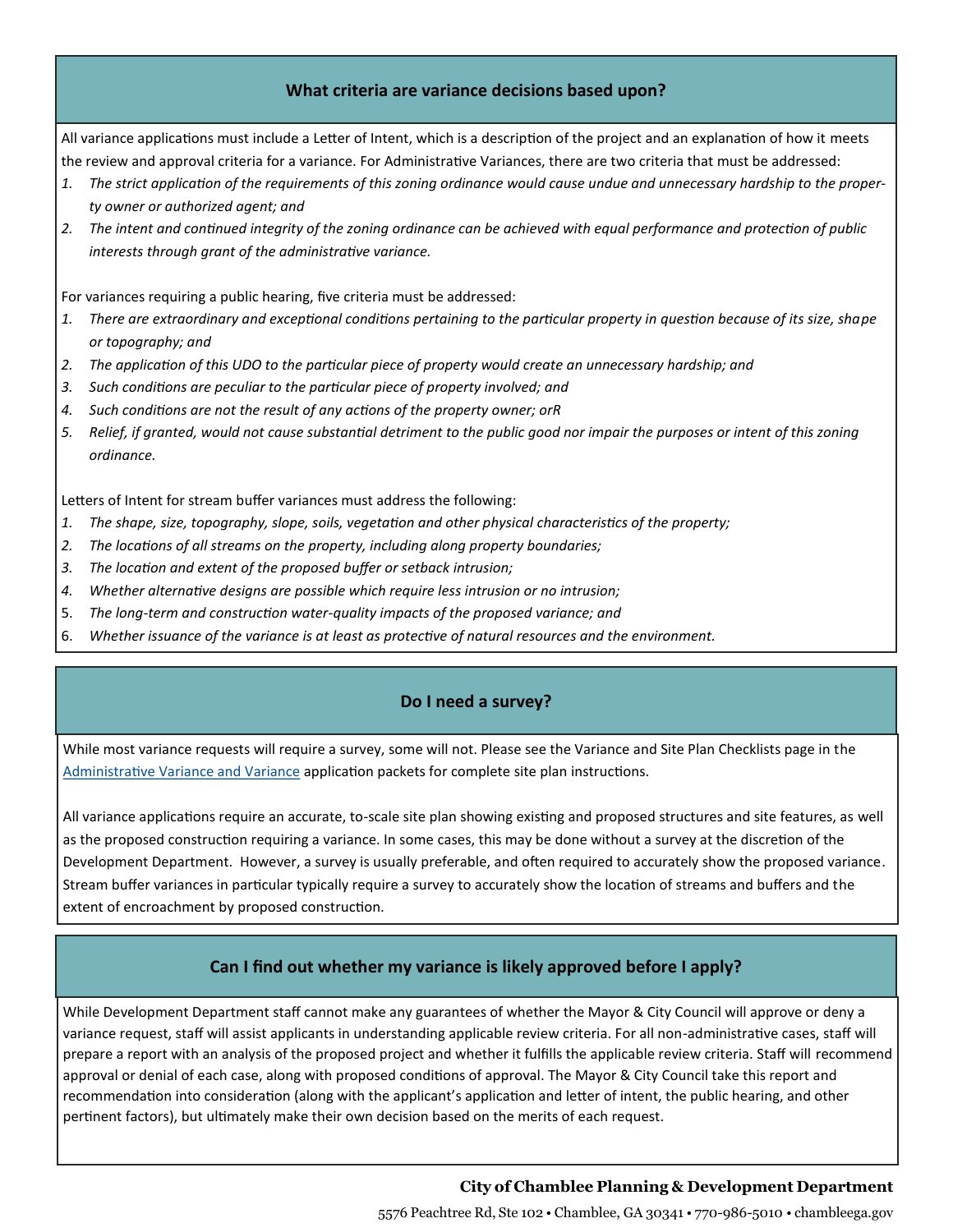## What criteria are variance decisions based upon?

All variance applications must include a Letter of Intent, which is a description of the project and an explanation of how it meets the review and approval criteria for a variance. For Administrative Variances, there are two criteria that must be addressed:

1. *The strict application of the requirements of this zoning ordinance would cause undue and unnecessary hardship to the property owner or authorized agent; and*
2. *The intent and continued integrity of the zoning ordinance can be achieved with equal performance and protection of public interests through grant of the administrative variance.*

For variances requiring a public hearing, five criteria must be addressed:

1. *There are extraordinary and exceptional conditions pertaining to the particular property in question because of its size, shape or topography; and*
2. *The application of this UDO to the particular piece of property would create an unnecessary hardship; and*
3. *Such conditions are peculiar to the particular piece of property involved; and*
4. *Such conditions are not the result of any actions of the property owner; orR*
5. *Relief, if granted, would not cause substantial detriment to the public good nor impair the purposes or intent of this zoning ordinance.*

Letters of Intent for stream buffer variances must address the following:

1. *The shape, size, topography, slope, soils, vegetation and other physical characteristics of the property;*
2. *The locations of all streams on the property, including along property boundaries;*
3. *The location and extent of the proposed buffer or setback intrusion;*
4. *Whether alternative designs are possible which require less intrusion or no intrusion;*
5. *The long-term and construction water-quality impacts of the proposed variance; and*
6. *Whether issuance of the variance is at least as protective of natural resources and the environment.*

## Do I need a survey?

While most variance requests will require a survey, some will not. Please see the Variance and Site Plan Checklists page in the Administrative Variance and Variance application packets for complete site plan instructions.

All variance applications require an accurate, to-scale site plan showing existing and proposed structures and site features, as well as the proposed construction requiring a variance. In some cases, this may be done without a survey at the discretion of the Development Department. However, a survey is usually preferable, and often required to accurately show the proposed variance. Stream buffer variances in particular typically require a survey to accurately show the location of streams and buffers and the extent of encroachment by proposed construction.

## Can I find out whether my variance is likely approved before I apply?

While Development Department staff cannot make any guarantees of whether the Mayor & City Council will approve or deny a variance request, staff will assist applicants in understanding applicable review criteria. For all non-administrative cases, staff will prepare a report with an analysis of the proposed project and whether it fulfills the applicable review criteria. Staff will recommend approval or denial of each case, along with proposed conditions of approval. The Mayor & City Council take this report and recommendation into consideration (along with the applicant's application and letter of intent, the public hearing, and other pertinent factors), but ultimately make their own decision based on the merits of each request.

**City of Chamblee Planning & Development Department**

5576 Peachtree Rd, Ste 102 • Chamblee, GA 30341 • 770-986-5010 • chambleega.gov